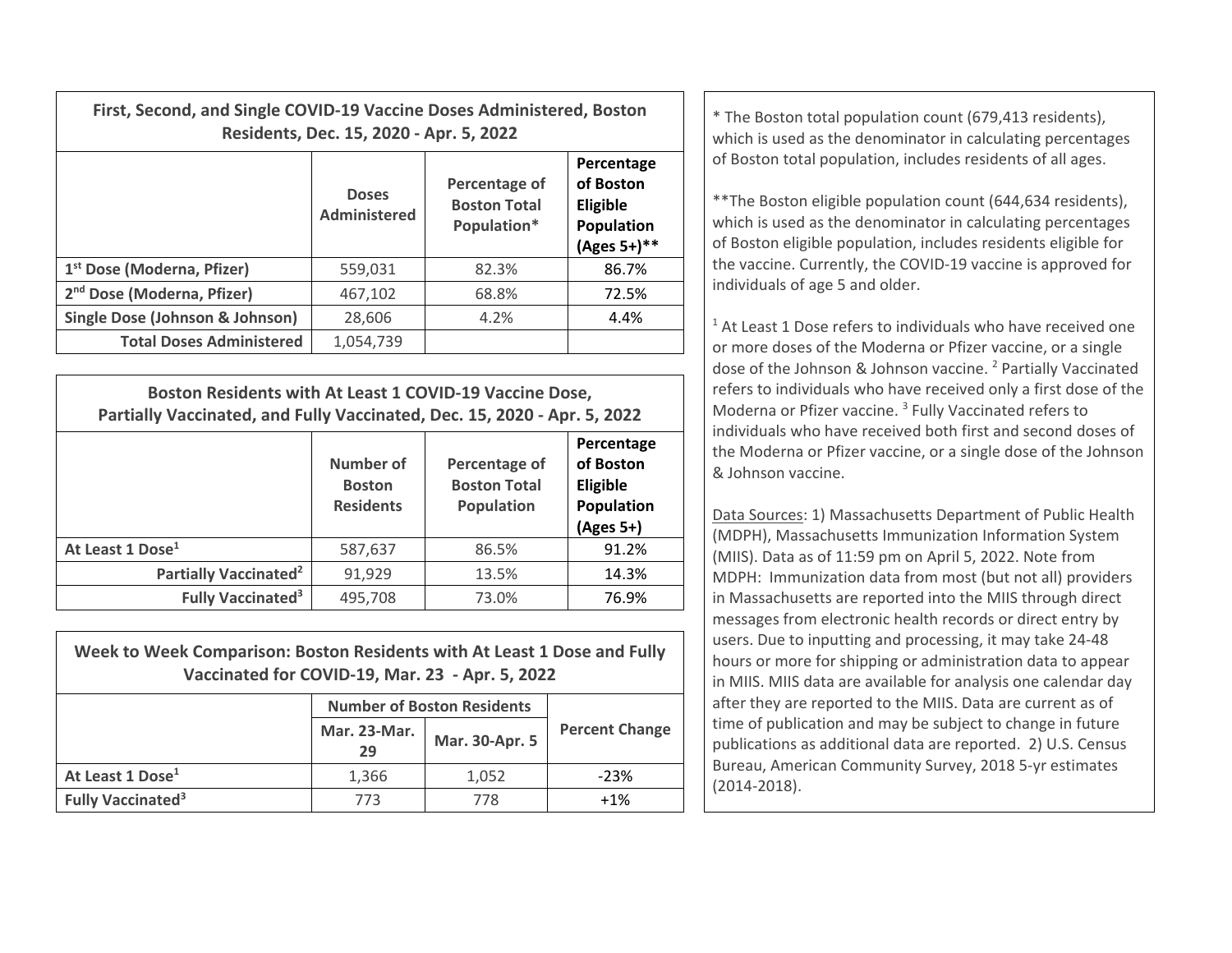| First, Second, and Single COVID-19 Vaccine Doses Administered, Boston Residents, Dec. 15, 2020 - Apr. 5, 2022 | | | |
|---|---|---|---|
| | **Doses Administered** | **Percentage of Boston Total Population*** | **Percentage of Boston Eligible Population (Ages 5+)**** |
| **1st Dose (Moderna, Pfizer)** | 559,031 | 82.3% | 86.7% |
| **2nd Dose (Moderna, Pfizer)** | 467,102 | 68.8% | 72.5% |
| **Single Dose (Johnson & Johnson)** | 28,606 | 4.2% | 4.4% |
| **Total Doses Administered** | 1,054,739 | | |

| Boston Residents with At Least 1 COVID-19 Vaccine Dose, Partially Vaccinated, and Fully Vaccinated, Dec. 15, 2020 - Apr. 5, 2022 | | | |
|---|---|---|---|
| | **Number of Boston Residents** | **Percentage of Boston Total Population** | **Percentage of Boston Eligible Population (Ages 5+)** |
| **At Least 1 Dose[1]** | 587,637 | 86.5% | 91.2% |
| **Partially Vaccinated[2]** | 91,929 | 13.5% | 14.3% |
| **Fully Vaccinated[3]** | 495,708 | 73.0% | 76.9% |

| Week to Week Comparison: Boston Residents with At Least 1 Dose and Fully Vaccinated for COVID-19, Mar. 23 - Apr. 5, 2022 | | | |
|---|---|---|---|
| | **Number of Boston Residents** | | **Percent Change** |
| | **Mar. 23-Mar. 29** | **Mar. 30-Apr. 5** | |
| **At Least 1 Dose[1]** | 1,366 | 1,052 | -23% |
| **Fully Vaccinated[3]** | 773 | 778 | +1% |

* The Boston total population count (679,413 residents), which is used as the denominator in calculating percentages of Boston total population, includes residents of all ages.

**The Boston eligible population count (644,634 residents), which is used as the denominator in calculating percentages of Boston eligible population, includes residents eligible for the vaccine. Currently, the COVID-19 vaccine is approved for individuals of age 5 and older.

[1] At Least 1 Dose refers to individuals who have received one or more doses of the Moderna or Pfizer vaccine, or a single dose of the Johnson & Johnson vaccine. [2] Partially Vaccinated refers to individuals who have received only a first dose of the Moderna or Pfizer vaccine. [3] Fully Vaccinated refers to individuals who have received both first and second doses of the Moderna or Pfizer vaccine, or a single dose of the Johnson & Johnson vaccine.

Data Sources: 1) Massachusetts Department of Public Health (MDPH), Massachusetts Immunization Information System (MIIS). Data as of 11:59 pm on April 5, 2022. Note from MDPH: Immunization data from most (but not all) providers in Massachusetts are reported into the MIIS through direct messages from electronic health records or direct entry by users. Due to inputting and processing, it may take 24-48 hours or more for shipping or administration data to appear in MIIS. MIIS data are available for analysis one calendar day after they are reported to the MIIS. Data are current as of time of publication and may be subject to change in future publications as additional data are reported. 2) U.S. Census Bureau, American Community Survey, 2018 5-yr estimates (2014-2018).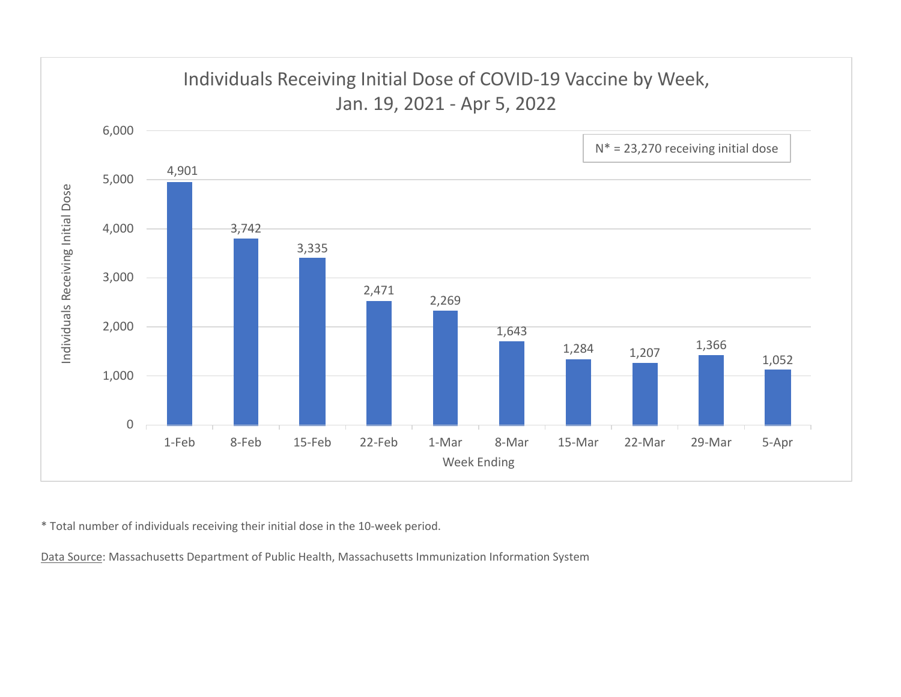Individuals Receiving Initial Dose of COVID-19 Vaccine by Week, Jan. 19, 2021 - Apr 5, 2022

N* = 23,270 receiving initial dose

Individuals Receiving Initial Dose

6,000
5,000
4,000
3,000
2,000
1,000
0

4,901
3,742
3,335
2,471
2,269
1,643
1,284
1,207
1,366
1,052

1-Feb
8-Feb
15-Feb
22-Feb
1-Mar
8-Mar
15-Mar
22-Mar
29-Mar
5-Apr

Week Ending

* Total number of individuals receiving their initial dose in the 10-week period.

Data Source: Massachusetts Department of Public Health, Massachusetts Immunization Information System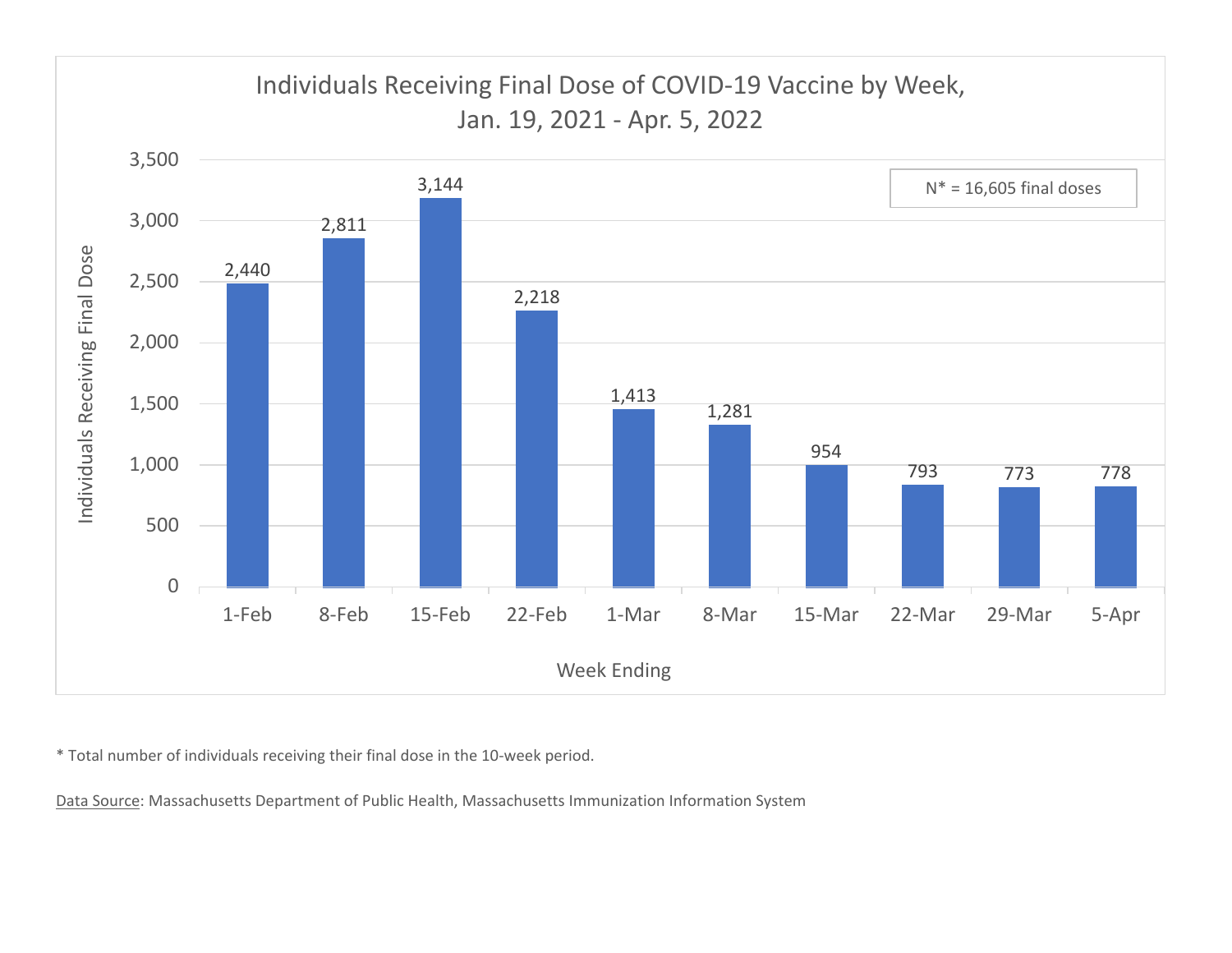Individuals Receiving Final Dose of COVID-19 Vaccine by Week,
Jan. 19, 2021 - Apr. 5, 2022

N* = 16,605 final doses

Individuals Receiving Final Dose

3,500
3,000
2,500
2,000
1,500
1,000
500
0

2,440
2,811
3,144
2,218
1,413
1,281
954
793
773
778

1-Feb
8-Feb
15-Feb
22-Feb
1-Mar
8-Mar
15-Mar
22-Mar
29-Mar
5-Apr

Week Ending

* Total number of individuals receiving their final dose in the 10-week period.

Data Source: Massachusetts Department of Public Health, Massachusetts Immunization Information System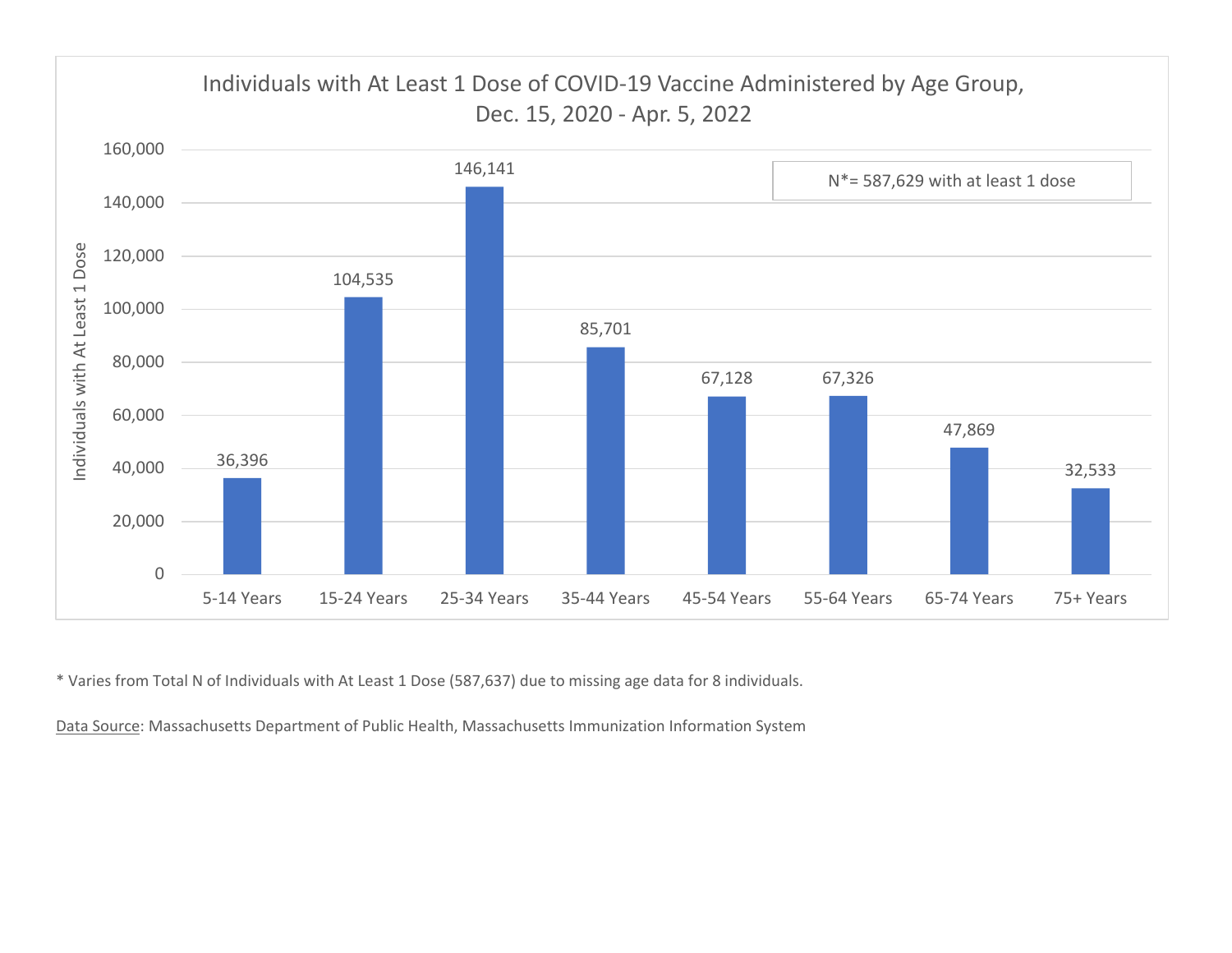Individuals with At Least 1 Dose of COVID-19 Vaccine Administered by Age Group, Dec. 15, 2020 - Apr. 5, 2022

N*= 587,629 with at least 1 dose

Individuals with At Least 1 Dose

160,000
140,000
120,000
100,000
80,000
60,000
40,000
20,000
0

5-14 Years: 36,396
15-24 Years: 104,535
25-34 Years: 146,141
35-44 Years: 85,701
45-54 Years: 67,128
55-64 Years: 67,326
65-74 Years: 47,869
75+ Years: 32,533

* Varies from Total N of Individuals with At Least 1 Dose (587,637) due to missing age data for 8 individuals.

Data Source: Massachusetts Department of Public Health, Massachusetts Immunization Information System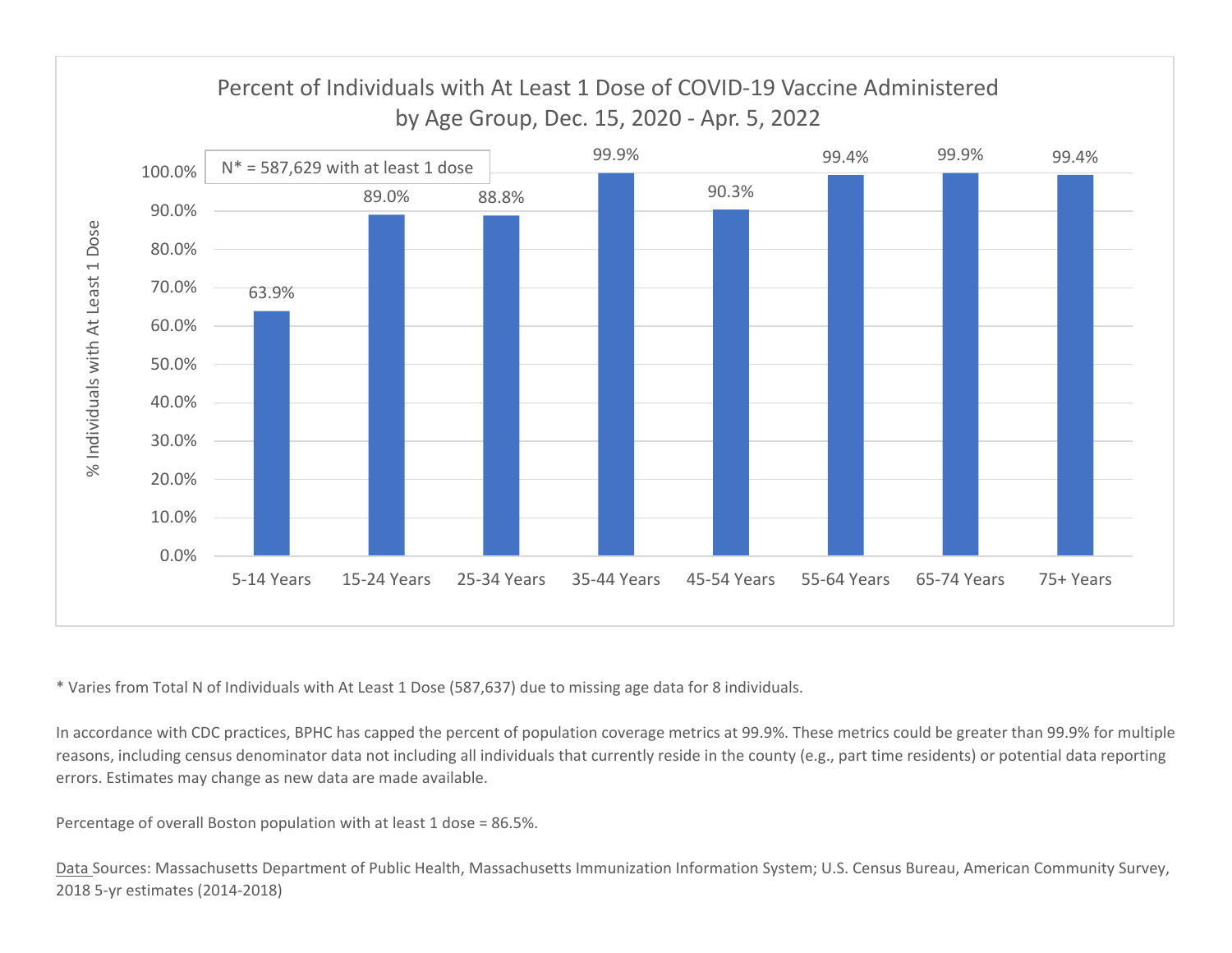Percent of Individuals with At Least 1 Dose of COVID-19 Vaccine Administered by Age Group, Dec. 15, 2020 - Apr. 5, 2022

N* = 587,629 with at least 1 dose

% Individuals with At Least 1 Dose

100.0%
90.0%
80.0%
70.0%
60.0%
50.0%
40.0%
30.0%
20.0%
10.0%
0.0%

63.9%
89.0%
88.8%
99.9%
90.3%
99.4%
99.9%
99.4%

5-14 Years
15-24 Years
25-34 Years
35-44 Years
45-54 Years
55-64 Years
65-74 Years
75+ Years

* Varies from Total N of Individuals with At Least 1 Dose (587,637) due to missing age data for 8 individuals.

In accordance with CDC practices, BPHC has capped the percent of population coverage metrics at 99.9%. These metrics could be greater than 99.9% for multiple reasons, including census denominator data not including all individuals that currently reside in the county (e.g., part time residents) or potential data reporting errors. Estimates may change as new data are made available.

Percentage of overall Boston population with at least 1 dose = 86.5%.

Data Sources: Massachusetts Department of Public Health, Massachusetts Immunization Information System; U.S. Census Bureau, American Community Survey, 2018 5-yr estimates (2014-2018)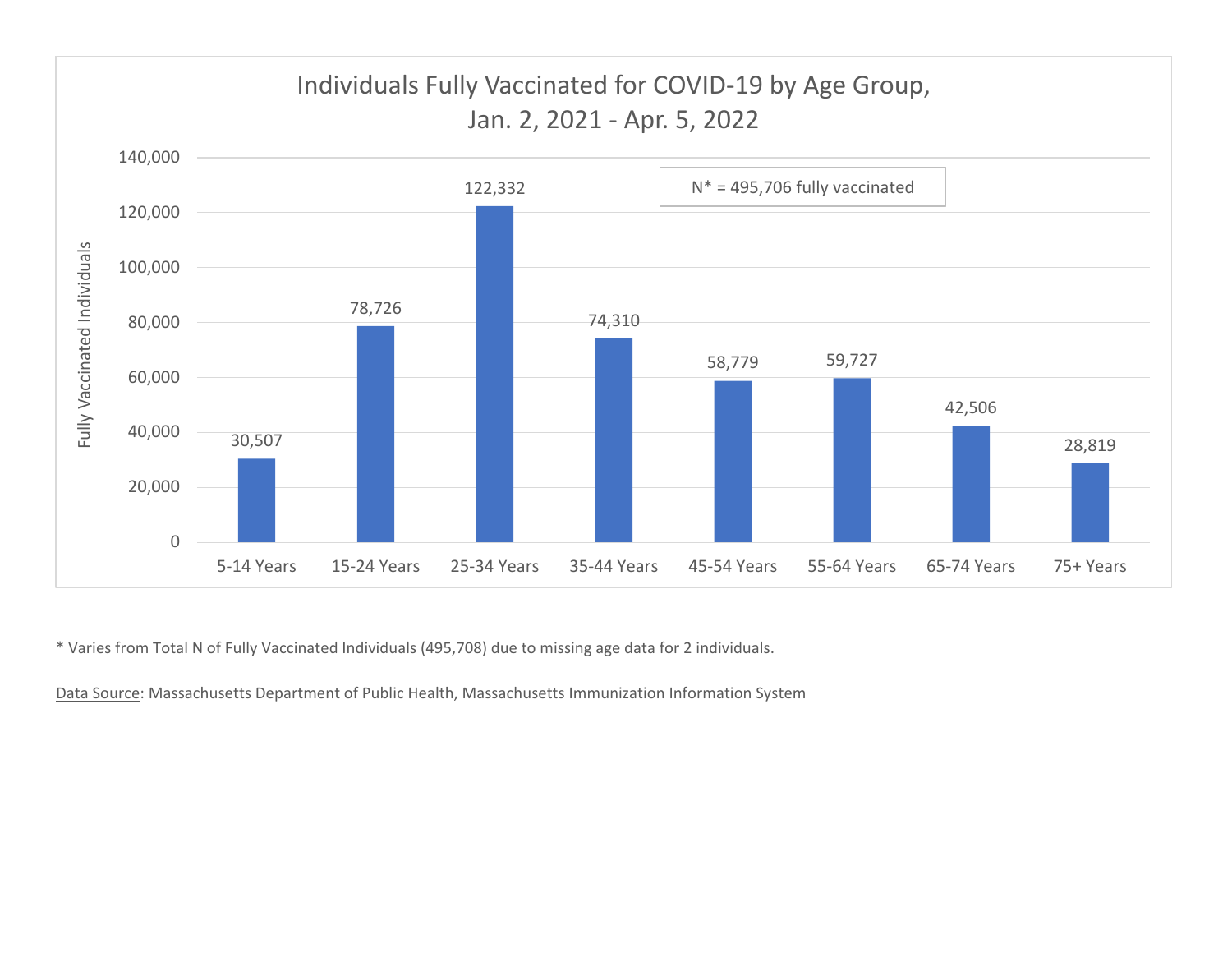Individuals Fully Vaccinated for COVID-19 by Age Group, Jan. 2, 2021 - Apr. 5, 2022

N* = 495,706 fully vaccinated

Fully Vaccinated Individuals

140,000
120,000
100,000
80,000
60,000
40,000
20,000
0

30,507
78,726
122,332
74,310
58,779
59,727
42,506
28,819

5-14 Years
15-24 Years
25-34 Years
35-44 Years
45-54 Years
55-64 Years
65-74 Years
75+ Years

* Varies from Total N of Fully Vaccinated Individuals (495,708) due to missing age data for 2 individuals.

Data Source: Massachusetts Department of Public Health, Massachusetts Immunization Information System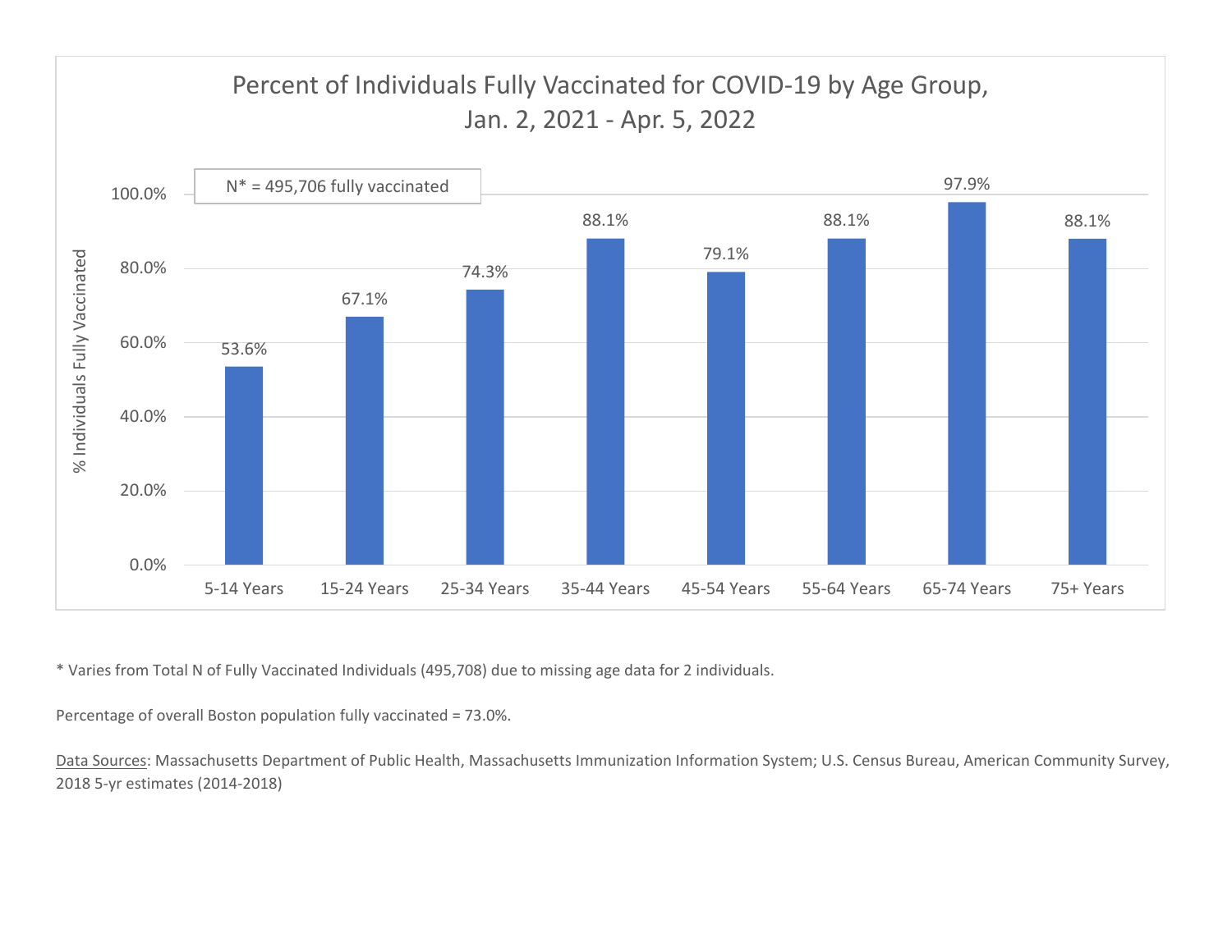Percent of Individuals Fully Vaccinated for COVID-19 by Age Group, Jan. 2, 2021 - Apr. 5, 2022

N* = 495,706 fully vaccinated

% Individuals Fully Vaccinated

100.0%
80.0%
60.0%
40.0%
20.0%
0.0%

53.6%
67.1%
74.3%
88.1%
79.1%
88.1%
97.9%
88.1%

5-14 Years
15-24 Years
25-34 Years
35-44 Years
45-54 Years
55-64 Years
65-74 Years
75+ Years

* Varies from Total N of Fully Vaccinated Individuals (495,708) due to missing age data for 2 individuals.

Percentage of overall Boston population fully vaccinated = 73.0%.

Data Sources: Massachusetts Department of Public Health, Massachusetts Immunization Information System; U.S. Census Bureau, American Community Survey, 2018 5-yr estimates (2014-2018)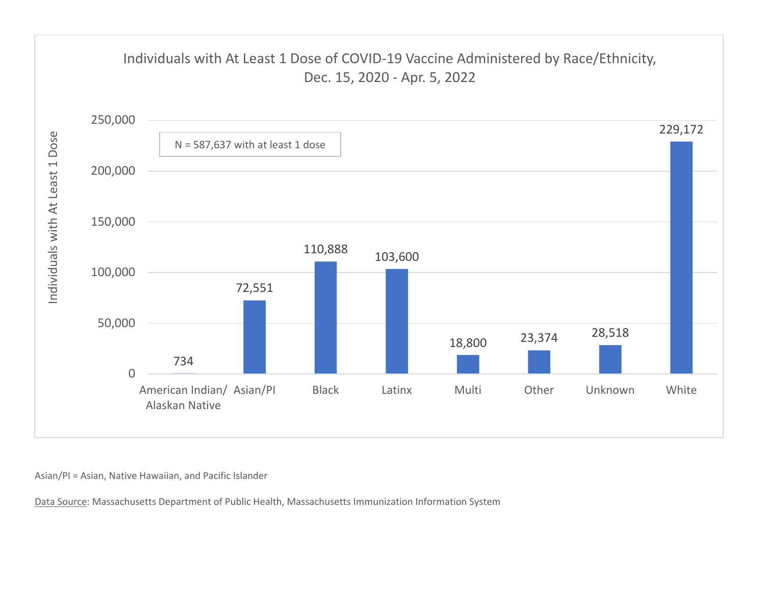Individuals with At Least 1 Dose of COVID-19 Vaccine Administered by Race/Ethnicity, Dec. 15, 2020 - Apr. 5, 2022

N = 587,637 with at least 1 dose

Individuals with At Least 1 Dose

250,000
200,000
150,000
100,000
50,000
0

734
72,551
110,888
103,600
18,800
23,374
28,518
229,172

American Indian/ Alaskan Native
Asian/PI
Black
Latinx
Multi
Other
Unknown
White

Asian/PI = Asian, Native Hawaiian, and Pacific Islander

Data Source: Massachusetts Department of Public Health, Massachusetts Immunization Information System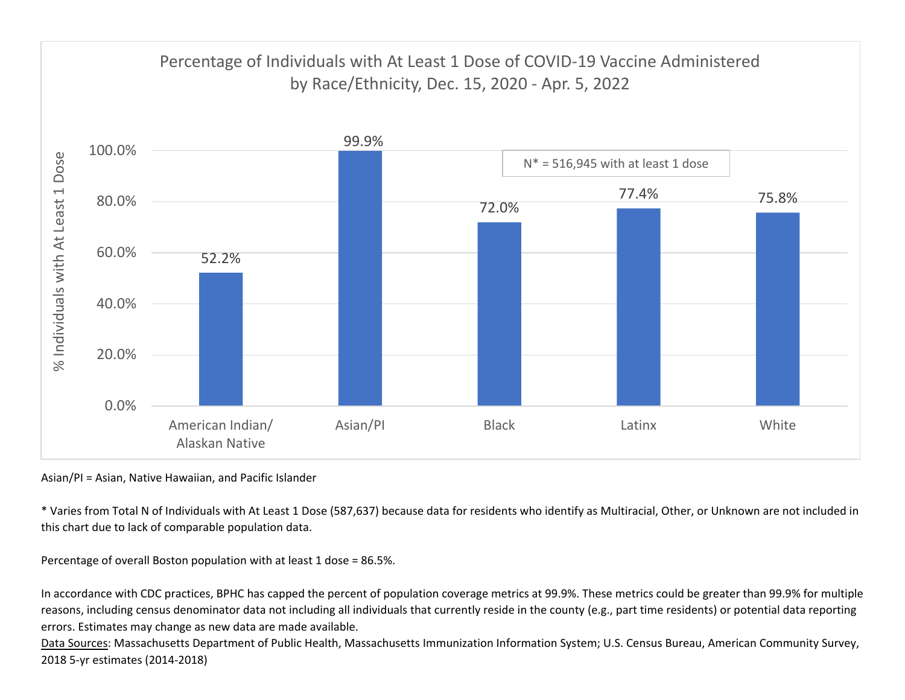Percentage of Individuals with At Least 1 Dose of COVID-19 Vaccine Administered by Race/Ethnicity, Dec. 15, 2020 - Apr. 5, 2022

% Individuals with At Least 1 Dose

100.0%
80.0%
60.0%
40.0%
20.0%
0.0%

N* = 516,945 with at least 1 dose

American Indian/ Alaskan Native: 52.2%
Asian/PI: 99.9%
Black: 72.0%
Latinx: 77.4%
White: 75.8%

Asian/PI = Asian, Native Hawaiian, and Pacific Islander

* Varies from Total N of Individuals with At Least 1 Dose (587,637) because data for residents who identify as Multiracial, Other, or Unknown are not included in this chart due to lack of comparable population data.

Percentage of overall Boston population with at least 1 dose = 86.5%.

In accordance with CDC practices, BPHC has capped the percent of population coverage metrics at 99.9%. These metrics could be greater than 99.9% for multiple reasons, including census denominator data not including all individuals that currently reside in the county (e.g., part time residents) or potential data reporting errors. Estimates may change as new data are made available.

Data Sources: Massachusetts Department of Public Health, Massachusetts Immunization Information System; U.S. Census Bureau, American Community Survey, 2018 5-yr estimates (2014-2018)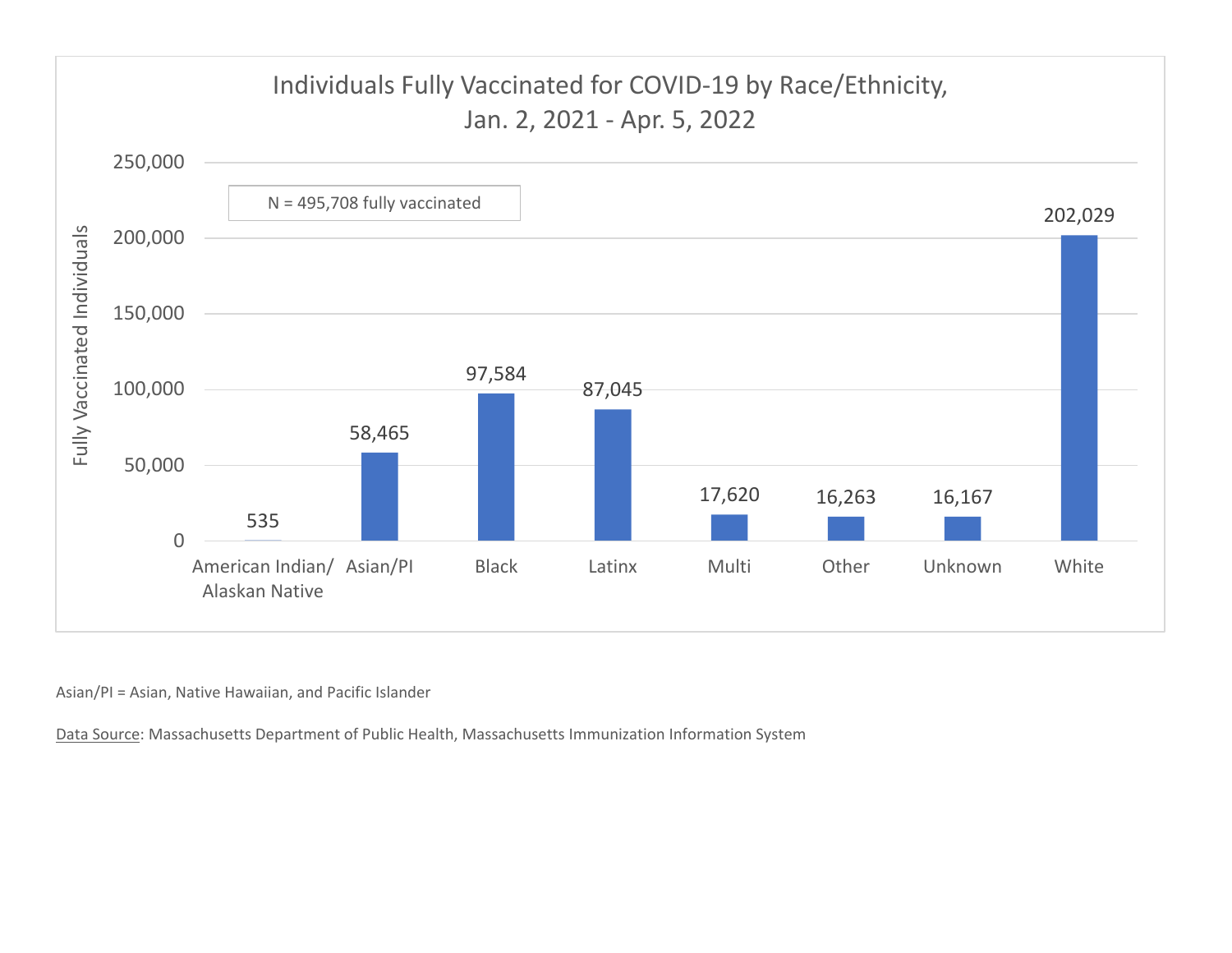Individuals Fully Vaccinated for COVID-19 by Race/Ethnicity,
Jan. 2, 2021 - Apr. 5, 2022

N = 495,708 fully vaccinated

Fully Vaccinated Individuals

250,000
200,000
150,000
100,000
50,000
0

535
58,465
97,584
87,045
17,620
16,263
16,167
202,029

American Indian/ Alaskan Native
Asian/PI
Black
Latinx
Multi
Other
Unknown
White

Asian/PI = Asian, Native Hawaiian, and Pacific Islander

Data Source: Massachusetts Department of Public Health, Massachusetts Immunization Information System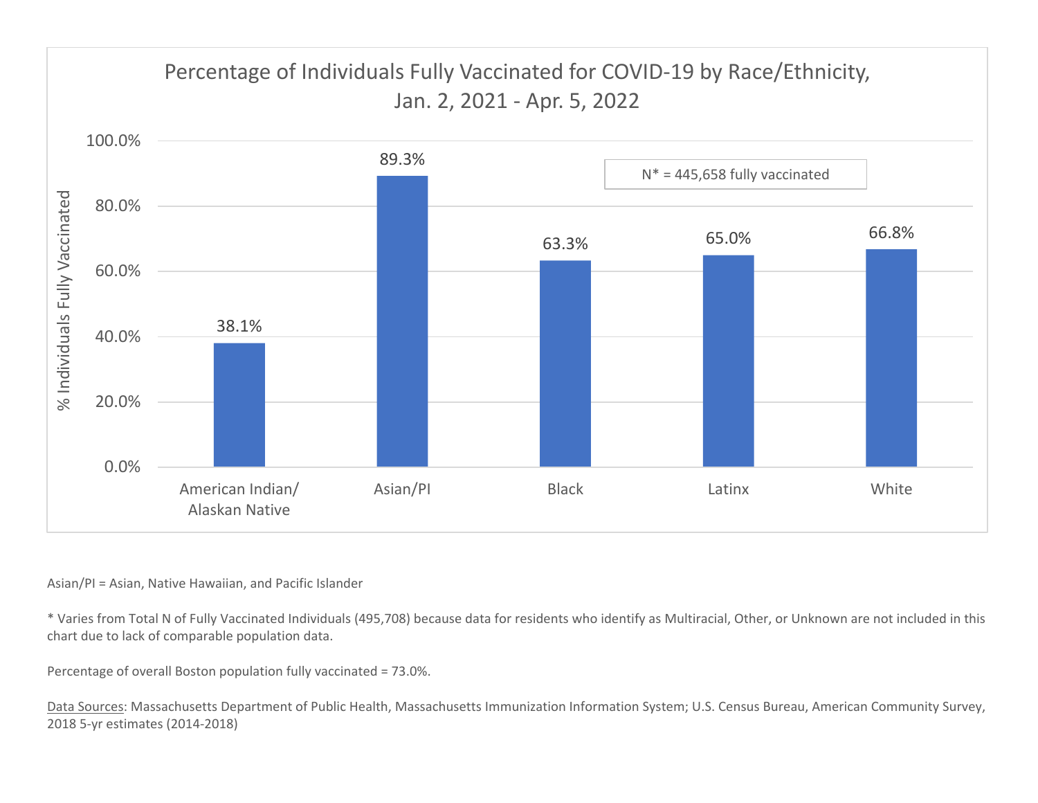Percentage of Individuals Fully Vaccinated for COVID-19 by Race/Ethnicity, Jan. 2, 2021 - Apr. 5, 2022

N* = 445,658 fully vaccinated

% Individuals Fully Vaccinated

100.0%
80.0%
60.0%
40.0%
20.0%
0.0%

38.1%
89.3%
63.3%
65.0%
66.8%

American Indian/ Alaskan Native
Asian/PI
Black
Latinx
White

Asian/PI = Asian, Native Hawaiian, and Pacific Islander

* Varies from Total N of Fully Vaccinated Individuals (495,708) because data for residents who identify as Multiracial, Other, or Unknown are not included in this chart due to lack of comparable population data.

Percentage of overall Boston population fully vaccinated = 73.0%.

Data Sources: Massachusetts Department of Public Health, Massachusetts Immunization Information System; U.S. Census Bureau, American Community Survey, 2018 5-yr estimates (2014-2018)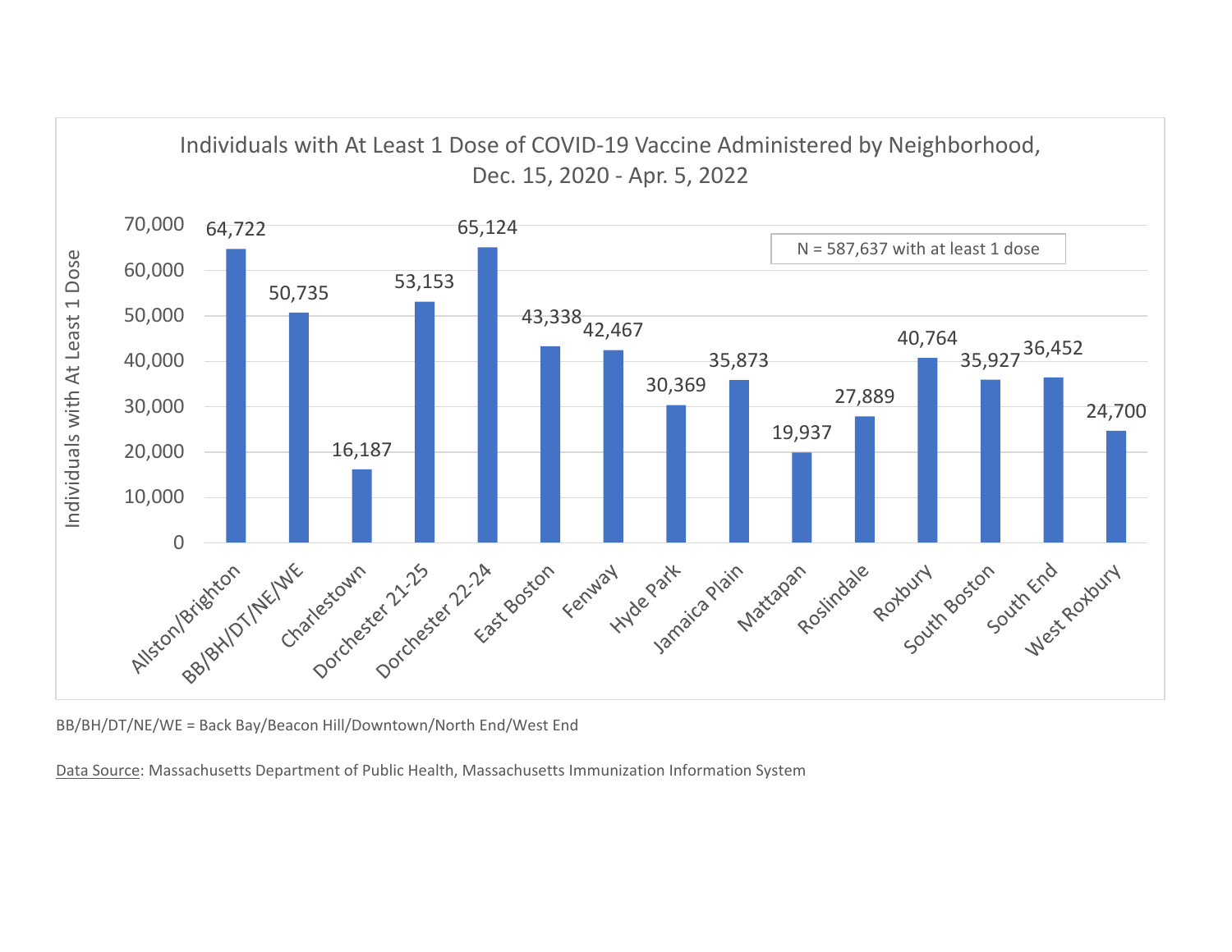Individuals with At Least 1 Dose of COVID-19 Vaccine Administered by Neighborhood, Dec. 15, 2020 - Apr. 5, 2022

N = 587,637 with at least 1 dose

Individuals with At Least 1 Dose

70,000
60,000
50,000
40,000
30,000
20,000
10,000
0

Allston/Brighton 64,722
BB/BH/DT/NE/WE 50,735
Charlestown 16,187
Dorchester 21-25 53,153
Dorchester 22-24 65,124
East Boston 43,338
Fenway 42,467
Hyde Park 30,369
Jamaica Plain 35,873
Mattapan 19,937
Roslindale 27,889
Roxbury 40,764
South Boston 35,927
South End 36,452
West Roxbury 24,700

BB/BH/DT/NE/WE = Back Bay/Beacon Hill/Downtown/North End/West End

Data Source: Massachusetts Department of Public Health, Massachusetts Immunization Information System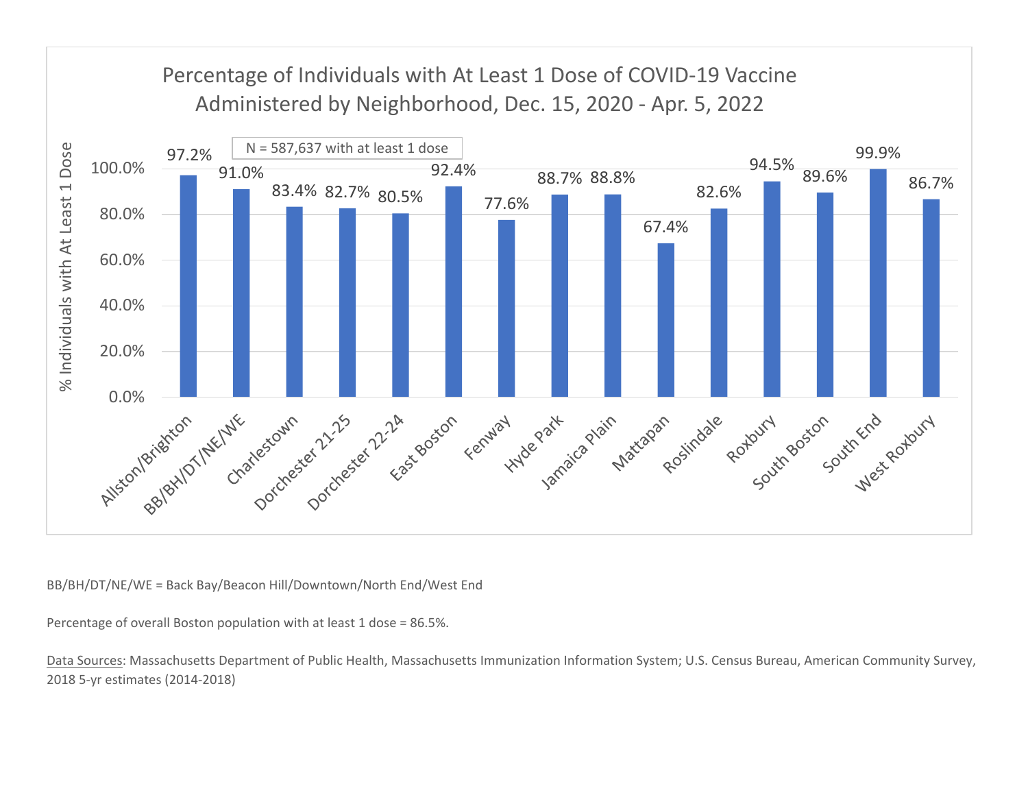Percentage of Individuals with At Least 1 Dose of COVID-19 Vaccine Administered by Neighborhood, Dec. 15, 2020 - Apr. 5, 2022

N = 587,637 with at least 1 dose

% Individuals with At Least 1 Dose

100.0%
80.0%
60.0%
40.0%
20.0%
0.0%

Allston/Brighton 97.2%
BB/BH/DT/NE/WE 91.0%
Charlestown 83.4%
Dorchester 21-25 82.7%
Dorchester 22-24 80.5%
East Boston 92.4%
Fenway 77.6%
Hyde Park 88.7%
Jamaica Plain 88.8%
Mattapan 67.4%
Roslindale 82.6%
Roxbury 94.5%
South Boston 89.6%
South End 99.9%
West Roxbury 86.7%

BB/BH/DT/NE/WE = Back Bay/Beacon Hill/Downtown/North End/West End

Percentage of overall Boston population with at least 1 dose = 86.5%.

Data Sources: Massachusetts Department of Public Health, Massachusetts Immunization Information System; U.S. Census Bureau, American Community Survey, 2018 5-yr estimates (2014-2018)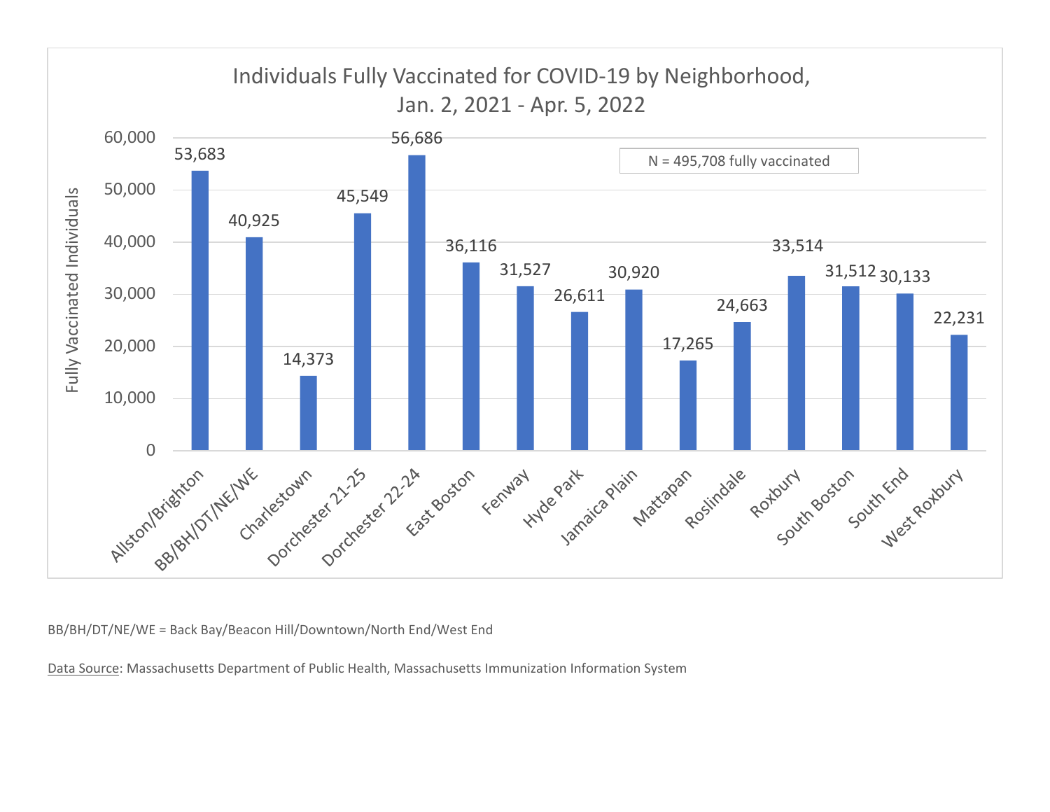Individuals Fully Vaccinated for COVID-19 by Neighborhood, Jan. 2, 2021 - Apr. 5, 2022

N = 495,708 fully vaccinated

Fully Vaccinated Individuals

60,000
50,000
40,000
30,000
20,000
10,000
0

53,683
40,925
14,373
45,549
56,686
36,116
31,527
26,611
30,920
17,265
24,663
33,514
31,512
30,133
22,231

Allston/Brighton
BB/BH/DT/NE/WE
Charlestown
Dorchester 21-25
Dorchester 22-24
East Boston
Fenway
Hyde Park
Jamaica Plain
Mattapan
Roslindale
Roxbury
South Boston
South End
West Roxbury

BB/BH/DT/NE/WE = Back Bay/Beacon Hill/Downtown/North End/West End

Data Source: Massachusetts Department of Public Health, Massachusetts Immunization Information System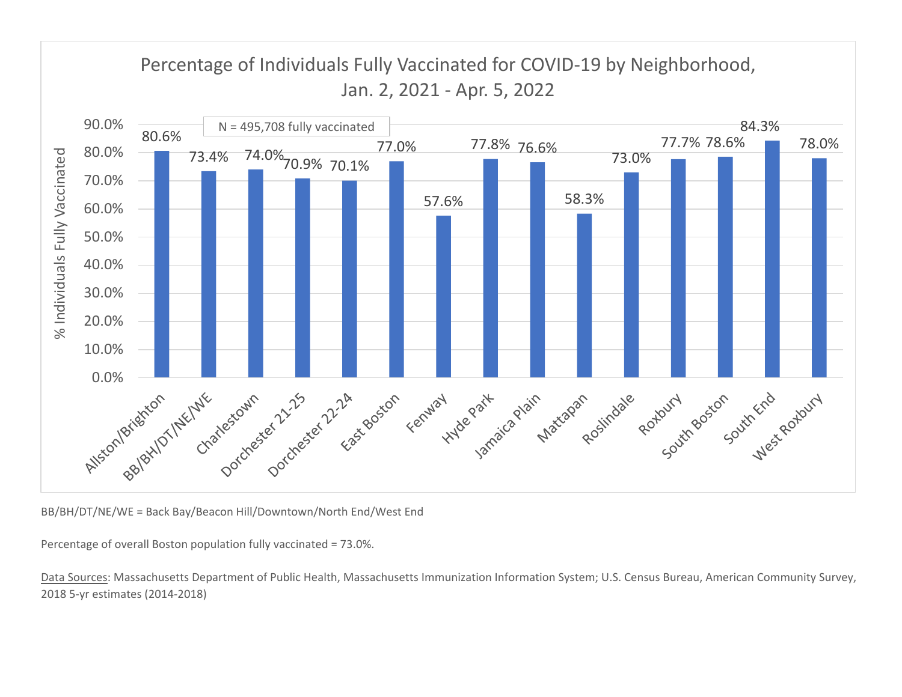## Percentage of Individuals Fully Vaccinated for COVID-19 by Neighborhood, Jan. 2, 2021 - Apr. 5, 2022

N = 495,708 fully vaccinated

| Neighborhood | % Individuals Fully Vaccinated |
|---|---|
| Allston/Brighton | 80.6% |
| BB/BH/DT/NE/WE | 73.4% |
| Charlestown | 74.0% |
| Dorchester 21-25 | 70.9% |
| Dorchester 22-24 | 70.1% |
| East Boston | 77.0% |
| Fenway | 57.6% |
| Hyde Park | 77.8% |
| Jamaica Plain | 76.6% |
| Mattapan | 58.3% |
| Roslindale | 73.0% |
| Roxbury | 77.7% |
| South Boston | 78.6% |
| South End | 84.3% |
| West Roxbury | 78.0% |

BB/BH/DT/NE/WE = Back Bay/Beacon Hill/Downtown/North End/West End

Percentage of overall Boston population fully vaccinated = 73.0%.

Data Sources: Massachusetts Department of Public Health, Massachusetts Immunization Information System; U.S. Census Bureau, American Community Survey, 2018 5-yr estimates (2014-2018)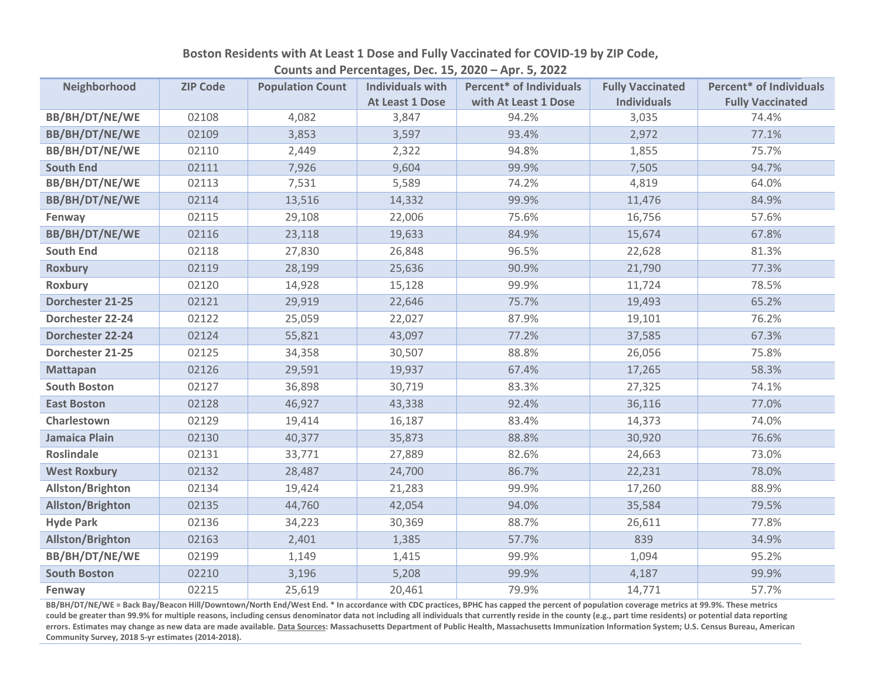## Boston Residents with At Least 1 Dose and Fully Vaccinated for COVID-19 by ZIP Code, Counts and Percentages, Dec. 15, 2020 – Apr. 5, 2022

| Neighborhood | ZIP Code | Population Count | Individuals with At Least 1 Dose | Percent* of Individuals with At Least 1 Dose | Fully Vaccinated Individuals | Percent* of Individuals Fully Vaccinated |
|---|---|---|---|---|---|---|
| **BB/BH/DT/NE/WE** | 02108 | 4,082 | 3,847 | 94.2% | 3,035 | 74.4% |
| **BB/BH/DT/NE/WE** | 02109 | 3,853 | 3,597 | 93.4% | 2,972 | 77.1% |
| **BB/BH/DT/NE/WE** | 02110 | 2,449 | 2,322 | 94.8% | 1,855 | 75.7% |
| **South End** | 02111 | 7,926 | 9,604 | 99.9% | 7,505 | 94.7% |
| **BB/BH/DT/NE/WE** | 02113 | 7,531 | 5,589 | 74.2% | 4,819 | 64.0% |
| **BB/BH/DT/NE/WE** | 02114 | 13,516 | 14,332 | 99.9% | 11,476 | 84.9% |
| **Fenway** | 02115 | 29,108 | 22,006 | 75.6% | 16,756 | 57.6% |
| **BB/BH/DT/NE/WE** | 02116 | 23,118 | 19,633 | 84.9% | 15,674 | 67.8% |
| **South End** | 02118 | 27,830 | 26,848 | 96.5% | 22,628 | 81.3% |
| **Roxbury** | 02119 | 28,199 | 25,636 | 90.9% | 21,790 | 77.3% |
| **Roxbury** | 02120 | 14,928 | 15,128 | 99.9% | 11,724 | 78.5% |
| **Dorchester 21-25** | 02121 | 29,919 | 22,646 | 75.7% | 19,493 | 65.2% |
| **Dorchester 22-24** | 02122 | 25,059 | 22,027 | 87.9% | 19,101 | 76.2% |
| **Dorchester 22-24** | 02124 | 55,821 | 43,097 | 77.2% | 37,585 | 67.3% |
| **Dorchester 21-25** | 02125 | 34,358 | 30,507 | 88.8% | 26,056 | 75.8% |
| **Mattapan** | 02126 | 29,591 | 19,937 | 67.4% | 17,265 | 58.3% |
| **South Boston** | 02127 | 36,898 | 30,719 | 83.3% | 27,325 | 74.1% |
| **East Boston** | 02128 | 46,927 | 43,338 | 92.4% | 36,116 | 77.0% |
| **Charlestown** | 02129 | 19,414 | 16,187 | 83.4% | 14,373 | 74.0% |
| **Jamaica Plain** | 02130 | 40,377 | 35,873 | 88.8% | 30,920 | 76.6% |
| **Roslindale** | 02131 | 33,771 | 27,889 | 82.6% | 24,663 | 73.0% |
| **West Roxbury** | 02132 | 28,487 | 24,700 | 86.7% | 22,231 | 78.0% |
| **Allston/Brighton** | 02134 | 19,424 | 21,283 | 99.9% | 17,260 | 88.9% |
| **Allston/Brighton** | 02135 | 44,760 | 42,054 | 94.0% | 35,584 | 79.5% |
| **Hyde Park** | 02136 | 34,223 | 30,369 | 88.7% | 26,611 | 77.8% |
| **Allston/Brighton** | 02163 | 2,401 | 1,385 | 57.7% | 839 | 34.9% |
| **BB/BH/DT/NE/WE** | 02199 | 1,149 | 1,415 | 99.9% | 1,094 | 95.2% |
| **South Boston** | 02210 | 3,196 | 5,208 | 99.9% | 4,187 | 99.9% |
| **Fenway** | 02215 | 25,619 | 20,461 | 79.9% | 14,771 | 57.7% |

**BB/BH/DT/NE/WE = Back Bay/Beacon Hill/Downtown/North End/West End. * In accordance with CDC practices, BPHC has capped the percent of population coverage metrics at 99.9%. These metrics could be greater than 99.9% for multiple reasons, including census denominator data not including all individuals that currently reside in the county (e.g., part time residents) or potential data reporting errors. Estimates may change as new data are made available. Data Sources: Massachusetts Department of Public Health, Massachusetts Immunization Information System; U.S. Census Bureau, American Community Survey, 2018 5-yr estimates (2014-2018).**